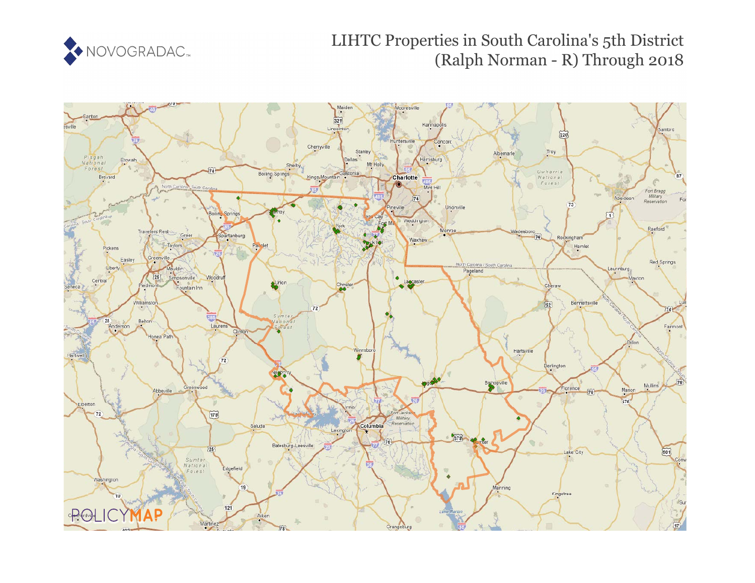NOVOGRADAC

# LIHTC Properties in South Carolina's 5th District (Ralph Norman - R) Through 2018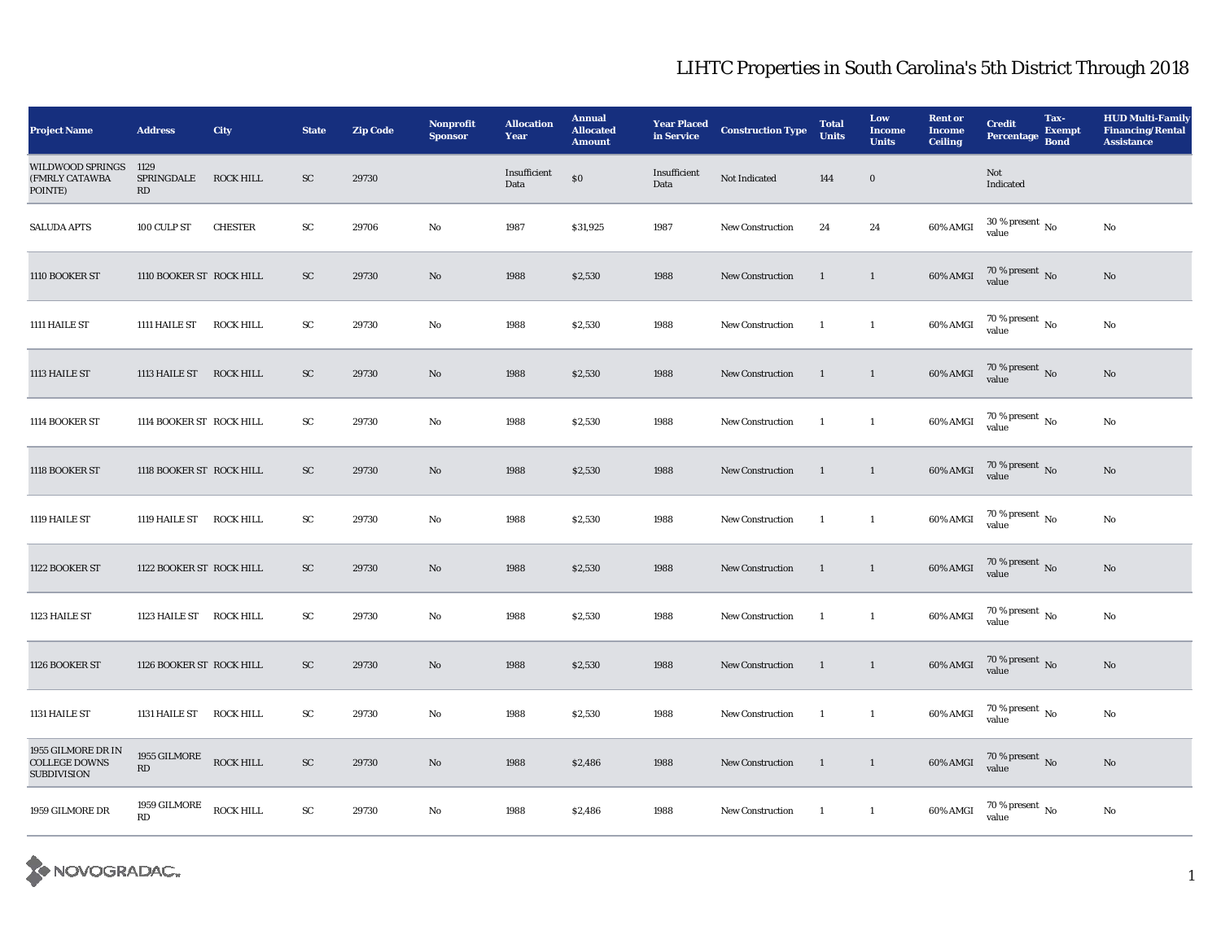# LIHTC Properties in South Carolina's 5th District Through 2018

| Project Name | Address | City | State | Zip Code | Nonprofit Sponsor | Allocation Year | Annual Allocated Amount | Year Placed in Service | Construction Type | Total Units | Low Income Units | Rent or Income Ceiling | Credit Percentage | Tax-Exempt Bond | HUD Multi-Family Financing/Rental Assistance |
|---|---|---|---|---|---|---|---|---|---|---|---|---|---|---|---|
| WILDWOOD SPRINGS (FMRLY CATAWBA POINTE) | 1129 SPRINGDALE RD | ROCK HILL | SC | 29730 | | Insufficient Data | $0 | Insufficient Data | Not Indicated | 144 | 0 | | Not Indicated | | |
| SALUDA APTS | 100 CULP ST | CHESTER | SC | 29706 | No | 1987 | $31,925 | 1987 | New Construction | 24 | 24 | 60% AMGI | 30 % present value | No | No |
| 1110 BOOKER ST | 1110 BOOKER ST | ROCK HILL | SC | 29730 | No | 1988 | $2,530 | 1988 | New Construction | 1 | 1 | 60% AMGI | 70 % present value | No | No |
| 1111 HAILE ST | 1111 HAILE ST | ROCK HILL | SC | 29730 | No | 1988 | $2,530 | 1988 | New Construction | 1 | 1 | 60% AMGI | 70 % present value | No | No |
| 1113 HAILE ST | 1113 HAILE ST | ROCK HILL | SC | 29730 | No | 1988 | $2,530 | 1988 | New Construction | 1 | 1 | 60% AMGI | 70 % present value | No | No |
| 1114 BOOKER ST | 1114 BOOKER ST | ROCK HILL | SC | 29730 | No | 1988 | $2,530 | 1988 | New Construction | 1 | 1 | 60% AMGI | 70 % present value | No | No |
| 1118 BOOKER ST | 1118 BOOKER ST | ROCK HILL | SC | 29730 | No | 1988 | $2,530 | 1988 | New Construction | 1 | 1 | 60% AMGI | 70 % present value | No | No |
| 1119 HAILE ST | 1119 HAILE ST | ROCK HILL | SC | 29730 | No | 1988 | $2,530 | 1988 | New Construction | 1 | 1 | 60% AMGI | 70 % present value | No | No |
| 1122 BOOKER ST | 1122 BOOKER ST | ROCK HILL | SC | 29730 | No | 1988 | $2,530 | 1988 | New Construction | 1 | 1 | 60% AMGI | 70 % present value | No | No |
| 1123 HAILE ST | 1123 HAILE ST | ROCK HILL | SC | 29730 | No | 1988 | $2,530 | 1988 | New Construction | 1 | 1 | 60% AMGI | 70 % present value | No | No |
| 1126 BOOKER ST | 1126 BOOKER ST | ROCK HILL | SC | 29730 | No | 1988 | $2,530 | 1988 | New Construction | 1 | 1 | 60% AMGI | 70 % present value | No | No |
| 1131 HAILE ST | 1131 HAILE ST | ROCK HILL | SC | 29730 | No | 1988 | $2,530 | 1988 | New Construction | 1 | 1 | 60% AMGI | 70 % present value | No | No |
| 1955 GILMORE DR IN COLLEGE DOWNS SUBDIVISION | 1955 GILMORE RD | ROCK HILL | SC | 29730 | No | 1988 | $2,486 | 1988 | New Construction | 1 | 1 | 60% AMGI | 70 % present value | No | No |
| 1959 GILMORE DR | 1959 GILMORE RD | ROCK HILL | SC | 29730 | No | 1988 | $2,486 | 1988 | New Construction | 1 | 1 | 60% AMGI | 70 % present value | No | No |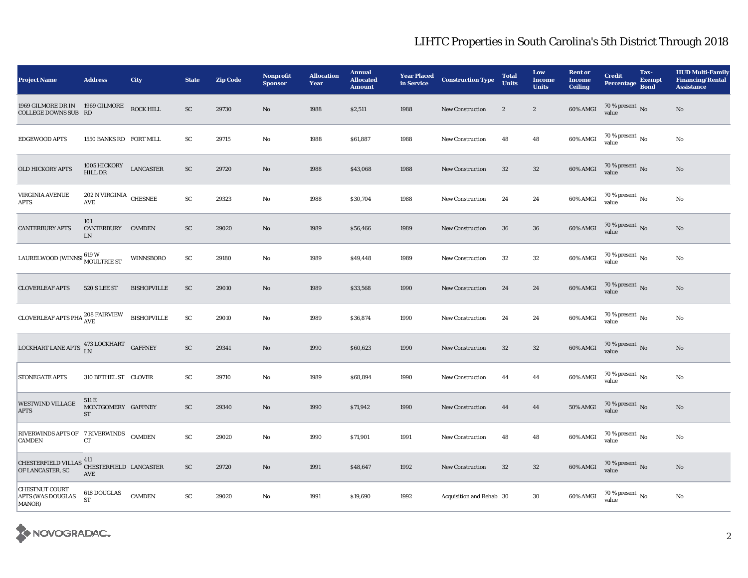# LIHTC Properties in South Carolina's 5th District Through 2018

| Project Name | Address | City | State | Zip Code | Nonprofit Sponsor | Allocation Year | Annual Allocated Amount | Year Placed in Service | Construction Type | Total Units | Low Income Units | Rent or Income Ceiling | Credit Percentage | Tax-Exempt Bond | HUD Multi-Family Financing/Rental Assistance |
|---|---|---|---|---|---|---|---|---|---|---|---|---|---|---|---|
| 1969 GILMORE DR IN COLLEGE DOWNS SUB | 1969 GILMORE RD | ROCK HILL | SC | 29730 | No | 1988 | $2,511 | 1988 | New Construction | 2 | 2 | 60% AMGI | 70 % present value | No | No |
| EDGEWOOD APTS | 1550 BANKS RD | FORT MILL | SC | 29715 | No | 1988 | $61,887 | 1988 | New Construction | 48 | 48 | 60% AMGI | 70 % present value | No | No |
| OLD HICKORY APTS | 1005 HICKORY HILL DR | LANCASTER | SC | 29720 | No | 1988 | $43,068 | 1988 | New Construction | 32 | 32 | 60% AMGI | 70 % present value | No | No |
| VIRGINIA AVENUE APTS | 202 N VIRGINIA AVE | CHESNEE | SC | 29323 | No | 1988 | $30,704 | 1988 | New Construction | 24 | 24 | 60% AMGI | 70 % present value | No | No |
| CANTERBURY APTS | 101 CANTERBURY LN | CAMDEN | SC | 29020 | No | 1989 | $56,466 | 1989 | New Construction | 36 | 36 | 60% AMGI | 70 % present value | No | No |
| LAURELWOOD (WINNSI | 619 W MOULTRIE ST | WINNSBORO | SC | 29180 | No | 1989 | $49,448 | 1989 | New Construction | 32 | 32 | 60% AMGI | 70 % present value | No | No |
| CLOVERLEAF APTS | 520 S LEE ST | BISHOPVILLE | SC | 29010 | No | 1989 | $33,568 | 1990 | New Construction | 24 | 24 | 60% AMGI | 70 % present value | No | No |
| CLOVERLEAF APTS PHA | 208 FAIRVIEW AVE | BISHOPVILLE | SC | 29010 | No | 1989 | $36,874 | 1990 | New Construction | 24 | 24 | 60% AMGI | 70 % present value | No | No |
| LOCKHART LANE APTS | 473 LOCKHART LN | GAFFNEY | SC | 29341 | No | 1990 | $60,623 | 1990 | New Construction | 32 | 32 | 60% AMGI | 70 % present value | No | No |
| STONEGATE APTS | 310 BETHEL ST | CLOVER | SC | 29710 | No | 1989 | $68,894 | 1990 | New Construction | 44 | 44 | 60% AMGI | 70 % present value | No | No |
| WESTWIND VILLAGE APTS | 511 E MONTGOMERY ST | GAFFNEY | SC | 29340 | No | 1990 | $71,942 | 1990 | New Construction | 44 | 44 | 50% AMGI | 70 % present value | No | No |
| RIVERWINDS APTS OF CAMDEN | 7 RIVERWINDS CT | CAMDEN | SC | 29020 | No | 1990 | $71,901 | 1991 | New Construction | 48 | 48 | 60% AMGI | 70 % present value | No | No |
| CHESTERFIELD VILLAS OF LANCASTER, SC | 411 CHESTERFIELD AVE | LANCASTER | SC | 29720 | No | 1991 | $48,647 | 1992 | New Construction | 32 | 32 | 60% AMGI | 70 % present value | No | No |
| CHESTNUT COURT APTS (WAS DOUGLAS MANOR) | 618 DOUGLAS ST | CAMDEN | SC | 29020 | No | 1991 | $19,690 | 1992 | Acquisition and Rehab | 30 | 30 | 60% AMGI | 70 % present value | No | No |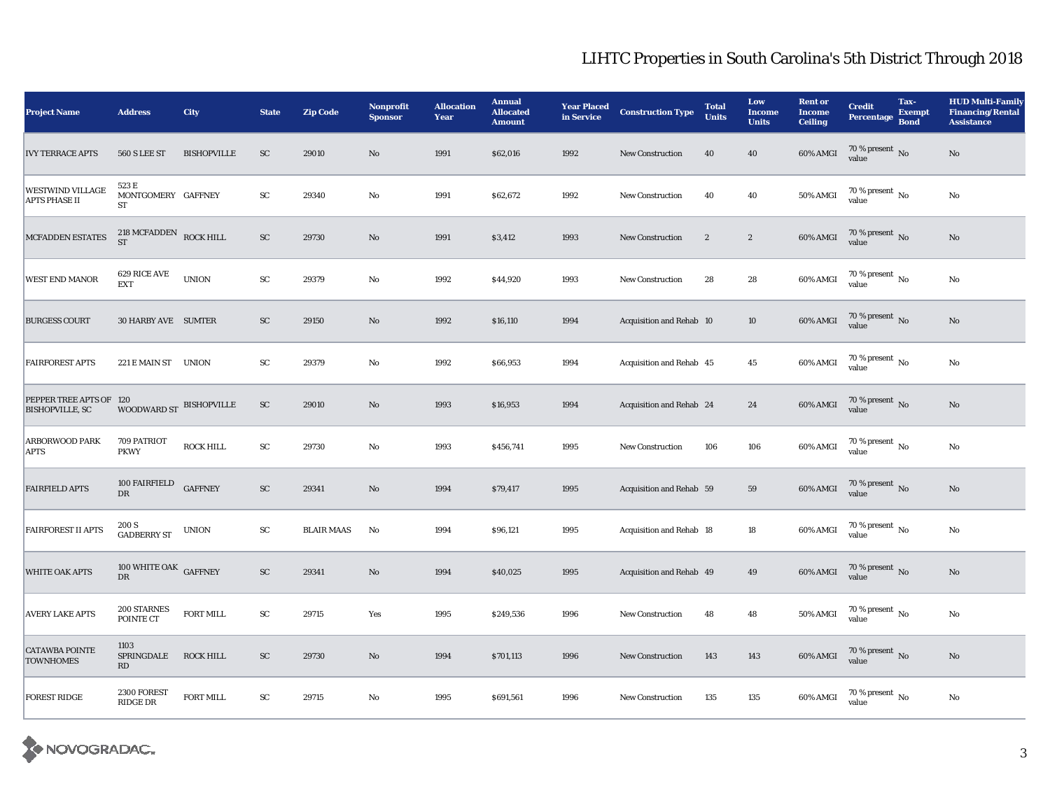# LIHTC Properties in South Carolina's 5th District Through 2018

| Project Name | Address | City | State | Zip Code | Nonprofit Sponsor | Allocation Year | Annual Allocated Amount | Year Placed in Service | Construction Type | Total Units | Low Income Units | Rent or Income Ceiling | Credit Percentage | Tax-Exempt Bond | HUD Multi-Family Financing/Rental Assistance |
|---|---|---|---|---|---|---|---|---|---|---|---|---|---|---|---|
| IVY TERRACE APTS | 560 S LEE ST | BISHOPVILLE | SC | 29010 | No | 1991 | $62,016 | 1992 | New Construction | 40 | 40 | 60% AMGI | 70 % present value | No | No |
| WESTWIND VILLAGE APTS PHASE II | 523 E MONTGOMERY ST | GAFFNEY | SC | 29340 | No | 1991 | $62,672 | 1992 | New Construction | 40 | 40 | 50% AMGI | 70 % present value | No | No |
| MCFADDEN ESTATES | 218 MCFADDEN ST | ROCK HILL | SC | 29730 | No | 1991 | $3,412 | 1993 | New Construction | 2 | 2 | 60% AMGI | 70 % present value | No | No |
| WEST END MANOR | 629 RICE AVE EXT | UNION | SC | 29379 | No | 1992 | $44,920 | 1993 | New Construction | 28 | 28 | 60% AMGI | 70 % present value | No | No |
| BURGESS COURT | 30 HARBY AVE | SUMTER | SC | 29150 | No | 1992 | $16,110 | 1994 | Acquisition and Rehab | 10 | 10 | 60% AMGI | 70 % present value | No | No |
| FAIRFOREST APTS | 221 E MAIN ST | UNION | SC | 29379 | No | 1992 | $66,953 | 1994 | Acquisition and Rehab | 45 | 45 | 60% AMGI | 70 % present value | No | No |
| PEPPER TREE APTS OF BISHOPVILLE, SC | 120 WOODWARD ST | BISHOPVILLE | SC | 29010 | No | 1993 | $16,953 | 1994 | Acquisition and Rehab | 24 | 24 | 60% AMGI | 70 % present value | No | No |
| ARBORWOOD PARK APTS | 709 PATRIOT PKWY | ROCK HILL | SC | 29730 | No | 1993 | $456,741 | 1995 | New Construction | 106 | 106 | 60% AMGI | 70 % present value | No | No |
| FAIRFIELD APTS | 100 FAIRFIELD DR | GAFFNEY | SC | 29341 | No | 1994 | $79,417 | 1995 | Acquisition and Rehab | 59 | 59 | 60% AMGI | 70 % present value | No | No |
| FAIRFOREST II APTS | 200 S GADBERRY ST | UNION | SC | BLAIR MAAS | No | 1994 | $96,121 | 1995 | Acquisition and Rehab | 18 | 18 | 60% AMGI | 70 % present value | No | No |
| WHITE OAK APTS | 100 WHITE OAK DR | GAFFNEY | SC | 29341 | No | 1994 | $40,025 | 1995 | Acquisition and Rehab | 49 | 49 | 60% AMGI | 70 % present value | No | No |
| AVERY LAKE APTS | 200 STARNES POINTE CT | FORT MILL | SC | 29715 | Yes | 1995 | $249,536 | 1996 | New Construction | 48 | 48 | 50% AMGI | 70 % present value | No | No |
| CATAWBA POINTE TOWNHOMES | 1103 SPRINGDALE RD | ROCK HILL | SC | 29730 | No | 1994 | $701,113 | 1996 | New Construction | 143 | 143 | 60% AMGI | 70 % present value | No | No |
| FOREST RIDGE | 2300 FOREST RIDGE DR | FORT MILL | SC | 29715 | No | 1995 | $691,561 | 1996 | New Construction | 135 | 135 | 60% AMGI | 70 % present value | No | No |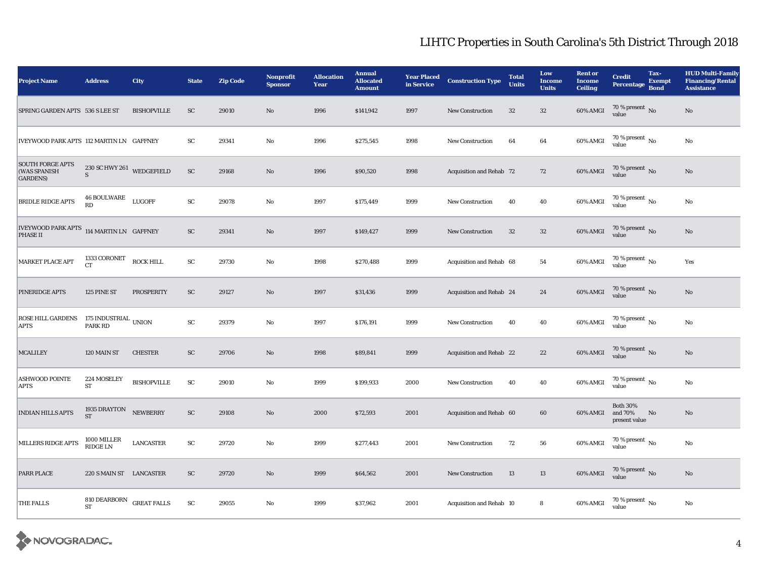# LIHTC Properties in South Carolina's 5th District Through 2018

| Project Name | Address | City | State | Zip Code | Nonprofit Sponsor | Allocation Year | Annual Allocated Amount | Year Placed in Service | Construction Type | Total Units | Low Income Units | Rent or Income Ceiling | Credit Percentage | Tax-Exempt Bond | HUD Multi-Family Financing/Rental Assistance |
|---|---|---|---|---|---|---|---|---|---|---|---|---|---|---|---|
| SPRING GARDEN APTS | 536 S LEE ST | BISHOPVILLE | SC | 29010 | No | 1996 | $141,942 | 1997 | New Construction | 32 | 32 | 60% AMGI | 70 % present value | No | No |
| IVEYWOOD PARK APTS | 112 MARTIN LN | GAFFNEY | SC | 29341 | No | 1996 | $275,545 | 1998 | New Construction | 64 | 64 | 60% AMGI | 70 % present value | No | No |
| SOUTH FORGE APTS (WAS SPANISH GARDENS) | 230 SC HWY 261 S | WEDGEFIELD | SC | 29168 | No | 1996 | $90,520 | 1998 | Acquisition and Rehab | 72 | 72 | 60% AMGI | 70 % present value | No | No |
| BRIDLE RIDGE APTS | 46 BOULWARE RD | LUGOFF | SC | 29078 | No | 1997 | $175,449 | 1999 | New Construction | 40 | 40 | 60% AMGI | 70 % present value | No | No |
| IVEYWOOD PARK APTS PHASE II | 114 MARTIN LN | GAFFNEY | SC | 29341 | No | 1997 | $149,427 | 1999 | New Construction | 32 | 32 | 60% AMGI | 70 % present value | No | No |
| MARKET PLACE APT | 1333 CORONET CT | ROCK HILL | SC | 29730 | No | 1998 | $270,488 | 1999 | Acquisition and Rehab | 68 | 54 | 60% AMGI | 70 % present value | No | Yes |
| PINERIDGE APTS | 125 PINE ST | PROSPERITY | SC | 29127 | No | 1997 | $31,436 | 1999 | Acquisition and Rehab | 24 | 24 | 60% AMGI | 70 % present value | No | No |
| ROSE HILL GARDENS APTS | 175 INDUSTRIAL PARK RD | UNION | SC | 29379 | No | 1997 | $176,191 | 1999 | New Construction | 40 | 40 | 60% AMGI | 70 % present value | No | No |
| MCALILEY | 120 MAIN ST | CHESTER | SC | 29706 | No | 1998 | $89,841 | 1999 | Acquisition and Rehab | 22 | 22 | 60% AMGI | 70 % present value | No | No |
| ASHWOOD POINTE APTS | 224 MOSELEY ST | BISHOPVILLE | SC | 29010 | No | 1999 | $199,933 | 2000 | New Construction | 40 | 40 | 60% AMGI | 70 % present value | No | No |
| INDIAN HILLS APTS | 1935 DRAYTON ST | NEWBERRY | SC | 29108 | No | 2000 | $72,593 | 2001 | Acquisition and Rehab | 60 | 60 | 60% AMGI | Both 30% and 70% present value | No | No |
| MILLERS RIDGE APTS | 1000 MILLER RIDGE LN | LANCASTER | SC | 29720 | No | 1999 | $277,443 | 2001 | New Construction | 72 | 56 | 60% AMGI | 70 % present value | No | No |
| PARR PLACE | 220 S MAIN ST | LANCASTER | SC | 29720 | No | 1999 | $64,562 | 2001 | New Construction | 13 | 13 | 60% AMGI | 70 % present value | No | No |
| THE FALLS | 810 DEARBORN ST | GREAT FALLS | SC | 29055 | No | 1999 | $37,962 | 2001 | Acquisition and Rehab | 10 | 8 | 60% AMGI | 70 % present value | No | No |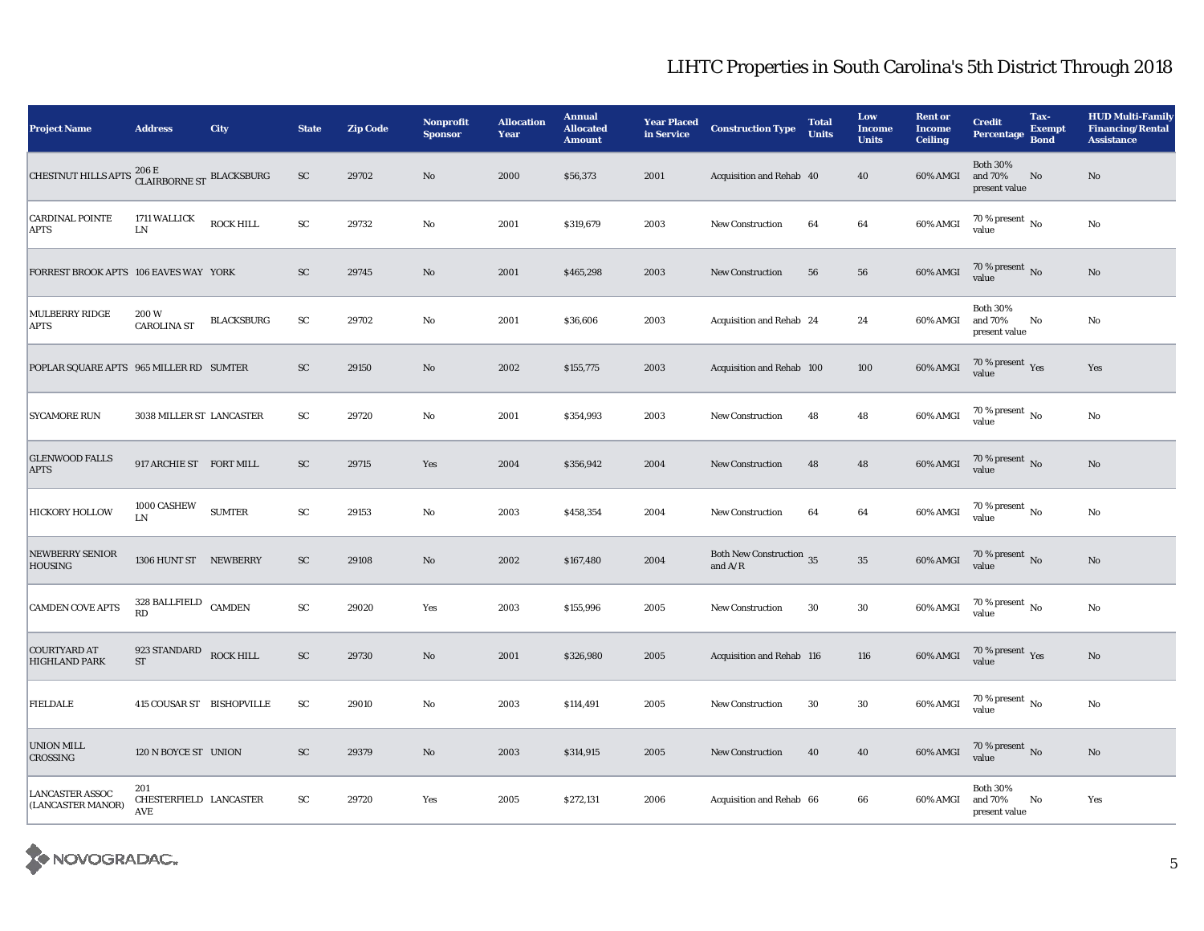# LIHTC Properties in South Carolina's 5th District Through 2018

| Project Name | Address | City | State | Zip Code | Nonprofit Sponsor | Allocation Year | Annual Allocated Amount | Year Placed in Service | Construction Type | Total Units | Low Income Units | Rent or Income Ceiling | Credit Percentage | Tax-Exempt Bond | HUD Multi-Family Financing/Rental Assistance |
|---|---|---|---|---|---|---|---|---|---|---|---|---|---|---|---|
| CHESTNUT HILLS APTS | 206 E CLAIRBORNE ST | BLACKSBURG | SC | 29702 | No | 2000 | $56,373 | 2001 | Acquisition and Rehab | 40 | 40 | 60% AMGI | Both 30% and 70% present value | No | No |
| CARDINAL POINTE APTS | 1711 WALLICK LN | ROCK HILL | SC | 29732 | No | 2001 | $319,679 | 2003 | New Construction | 64 | 64 | 60% AMGI | 70 % present value | No | No |
| FORREST BROOK APTS | 106 EAVES WAY | YORK | SC | 29745 | No | 2001 | $465,298 | 2003 | New Construction | 56 | 56 | 60% AMGI | 70 % present value | No | No |
| MULBERRY RIDGE APTS | 200 W CAROLINA ST | BLACKSBURG | SC | 29702 | No | 2001 | $36,606 | 2003 | Acquisition and Rehab | 24 | 24 | 60% AMGI | Both 30% and 70% present value | No | No |
| POPLAR SQUARE APTS | 965 MILLER RD | SUMTER | SC | 29150 | No | 2002 | $155,775 | 2003 | Acquisition and Rehab | 100 | 100 | 60% AMGI | 70 % present value | Yes | Yes |
| SYCAMORE RUN | 3038 MILLER ST | LANCASTER | SC | 29720 | No | 2001 | $354,993 | 2003 | New Construction | 48 | 48 | 60% AMGI | 70 % present value | No | No |
| GLENWOOD FALLS APTS | 917 ARCHIE ST | FORT MILL | SC | 29715 | Yes | 2004 | $356,942 | 2004 | New Construction | 48 | 48 | 60% AMGI | 70 % present value | No | No |
| HICKORY HOLLOW | 1000 CASHEW LN | SUMTER | SC | 29153 | No | 2003 | $458,354 | 2004 | New Construction | 64 | 64 | 60% AMGI | 70 % present value | No | No |
| NEWBERRY SENIOR HOUSING | 1306 HUNT ST | NEWBERRY | SC | 29108 | No | 2002 | $167,480 | 2004 | Both New Construction and A/R | 35 | 35 | 60% AMGI | 70 % present value | No | No |
| CAMDEN COVE APTS | 328 BALLFIELD RD | CAMDEN | SC | 29020 | Yes | 2003 | $155,996 | 2005 | New Construction | 30 | 30 | 60% AMGI | 70 % present value | No | No |
| COURTYARD AT HIGHLAND PARK | 923 STANDARD ST | ROCK HILL | SC | 29730 | No | 2001 | $326,980 | 2005 | Acquisition and Rehab | 116 | 116 | 60% AMGI | 70 % present value | Yes | No |
| FIELDALE | 415 COUSAR ST | BISHOPVILLE | SC | 29010 | No | 2003 | $114,491 | 2005 | New Construction | 30 | 30 | 60% AMGI | 70 % present value | No | No |
| UNION MILL CROSSING | 120 N BOYCE ST | UNION | SC | 29379 | No | 2003 | $314,915 | 2005 | New Construction | 40 | 40 | 60% AMGI | 70 % present value | No | No |
| LANCASTER ASSOC (LANCASTER MANOR) | 201 CHESTERFIELD AVE | LANCASTER | SC | 29720 | Yes | 2005 | $272,131 | 2006 | Acquisition and Rehab | 66 | 66 | 60% AMGI | Both 30% and 70% present value | No | Yes |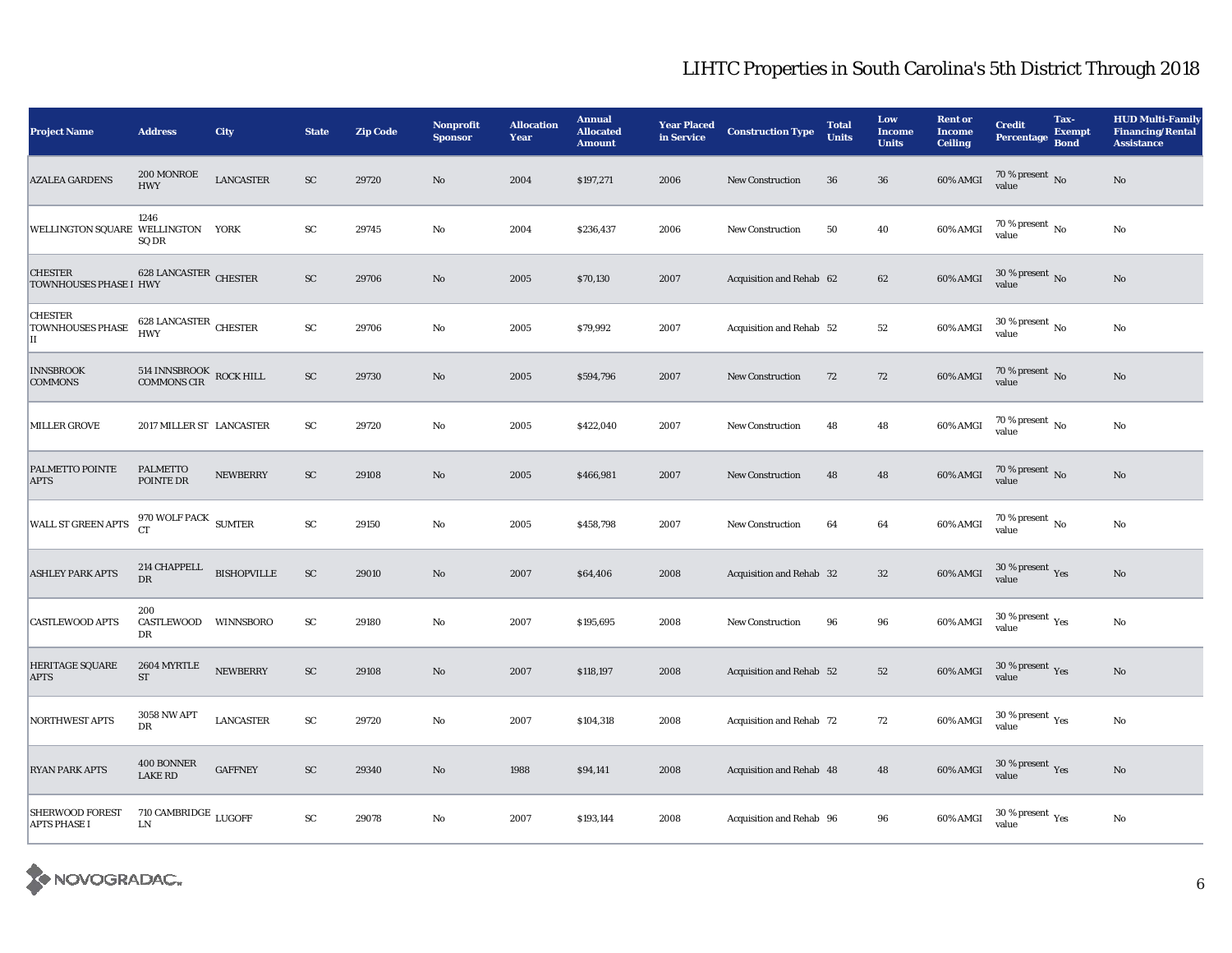# LIHTC Properties in South Carolina's 5th District Through 2018

| Project Name | Address | City | State | Zip Code | Nonprofit Sponsor | Allocation Year | Annual Allocated Amount | Year Placed in Service | Construction Type | Total Units | Low Income Units | Rent or Income Ceiling | Credit Percentage | Tax-Exempt Bond | HUD Multi-Family Financing/Rental Assistance |
|---|---|---|---|---|---|---|---|---|---|---|---|---|---|---|---|
| AZALEA GARDENS | 200 MONROE HWY | LANCASTER | SC | 29720 | No | 2004 | $197,271 | 2006 | New Construction | 36 | 36 | 60% AMGI | 70 % present value | No | No |
| WELLINGTON SQUARE | 1246 WELLINGTON SQ DR | YORK | SC | 29745 | No | 2004 | $236,437 | 2006 | New Construction | 50 | 40 | 60% AMGI | 70 % present value | No | No |
| CHESTER TOWNHOUSES PHASE I | 628 LANCASTER HWY | CHESTER | SC | 29706 | No | 2005 | $70,130 | 2007 | Acquisition and Rehab | 62 | 62 | 60% AMGI | 30 % present value | No | No |
| CHESTER TOWNHOUSES PHASE II | 628 LANCASTER HWY | CHESTER | SC | 29706 | No | 2005 | $79,992 | 2007 | Acquisition and Rehab | 52 | 52 | 60% AMGI | 30 % present value | No | No |
| INNSBROOK COMMONS | 514 INNSBROOK COMMONS CIR | ROCK HILL | SC | 29730 | No | 2005 | $594,796 | 2007 | New Construction | 72 | 72 | 60% AMGI | 70 % present value | No | No |
| MILLER GROVE | 2017 MILLER ST | LANCASTER | SC | 29720 | No | 2005 | $422,040 | 2007 | New Construction | 48 | 48 | 60% AMGI | 70 % present value | No | No |
| PALMETTO POINTE APTS | PALMETTO POINTE DR | NEWBERRY | SC | 29108 | No | 2005 | $466,981 | 2007 | New Construction | 48 | 48 | 60% AMGI | 70 % present value | No | No |
| WALL ST GREEN APTS | 970 WOLF PACK CT | SUMTER | SC | 29150 | No | 2005 | $458,798 | 2007 | New Construction | 64 | 64 | 60% AMGI | 70 % present value | No | No |
| ASHLEY PARK APTS | 214 CHAPPELL DR | BISHOPVILLE | SC | 29010 | No | 2007 | $64,406 | 2008 | Acquisition and Rehab | 32 | 32 | 60% AMGI | 30 % present value | Yes | No |
| CASTLEWOOD APTS | 200 CASTLEWOOD DR | WINNSBORO | SC | 29180 | No | 2007 | $195,695 | 2008 | New Construction | 96 | 96 | 60% AMGI | 30 % present value | Yes | No |
| HERITAGE SQUARE APTS | 2604 MYRTLE ST | NEWBERRY | SC | 29108 | No | 2007 | $118,197 | 2008 | Acquisition and Rehab | 52 | 52 | 60% AMGI | 30 % present value | Yes | No |
| NORTHWEST APTS | 3058 NW APT DR | LANCASTER | SC | 29720 | No | 2007 | $104,318 | 2008 | Acquisition and Rehab | 72 | 72 | 60% AMGI | 30 % present value | Yes | No |
| RYAN PARK APTS | 400 BONNER LAKE RD | GAFFNEY | SC | 29340 | No | 1988 | $94,141 | 2008 | Acquisition and Rehab | 48 | 48 | 60% AMGI | 30 % present value | Yes | No |
| SHERWOOD FOREST APTS PHASE I | 710 CAMBRIDGE LN | LUGOFF | SC | 29078 | No | 2007 | $193,144 | 2008 | Acquisition and Rehab | 96 | 96 | 60% AMGI | 30 % present value | Yes | No |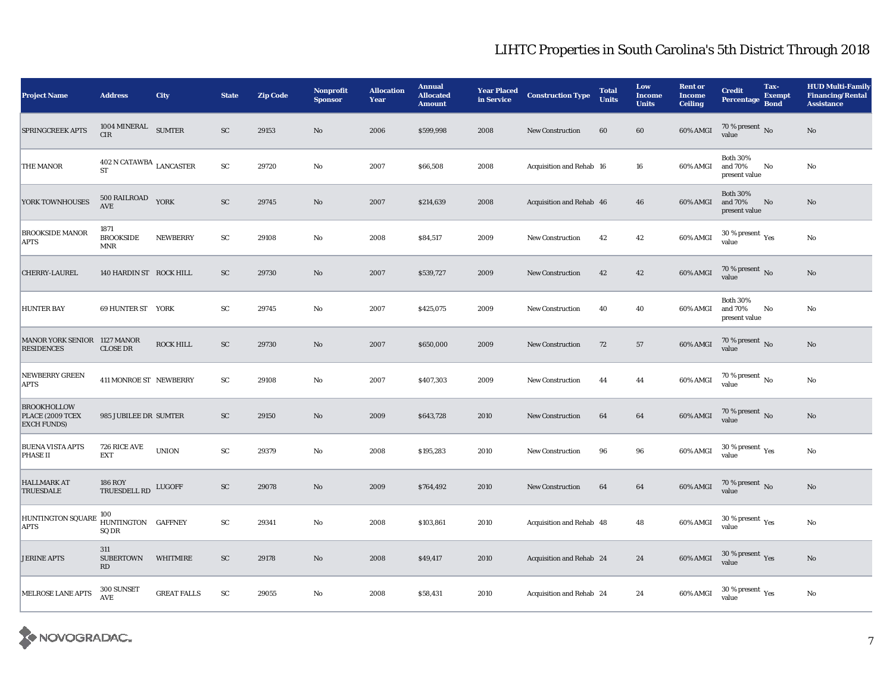# LIHTC Properties in South Carolina's 5th District Through 2018

| Project Name | Address | City | State | Zip Code | Nonprofit Sponsor | Allocation Year | Annual Allocated Amount | Year Placed in Service | Construction Type | Total Units | Low Income Units | Rent or Income Ceiling | Credit Percentage | Tax-Exempt Bond | HUD Multi-Family Financing/Rental Assistance |
|---|---|---|---|---|---|---|---|---|---|---|---|---|---|---|---|
| SPRINGCREEK APTS | 1004 MINERAL CIR | SUMTER | SC | 29153 | No | 2006 | $599,998 | 2008 | New Construction | 60 | 60 | 60% AMGI | 70 % present value | No | No |
| THE MANOR | 402 N CATAWBA ST | LANCASTER | SC | 29720 | No | 2007 | $66,508 | 2008 | Acquisition and Rehab | 16 | 16 | 60% AMGI | Both 30% and 70% present value | No | No |
| YORK TOWNHOUSES | 500 RAILROAD AVE | YORK | SC | 29745 | No | 2007 | $214,639 | 2008 | Acquisition and Rehab | 46 | 46 | 60% AMGI | Both 30% and 70% present value | No | No |
| BROOKSIDE MANOR APTS | 1871 BROOKSIDE MNR | NEWBERRY | SC | 29108 | No | 2008 | $84,517 | 2009 | New Construction | 42 | 42 | 60% AMGI | 30 % present value | Yes | No |
| CHERRY-LAUREL | 140 HARDIN ST | ROCK HILL | SC | 29730 | No | 2007 | $539,727 | 2009 | New Construction | 42 | 42 | 60% AMGI | 70 % present value | No | No |
| HUNTER BAY | 69 HUNTER ST | YORK | SC | 29745 | No | 2007 | $425,075 | 2009 | New Construction | 40 | 40 | 60% AMGI | Both 30% and 70% present value | No | No |
| MANOR YORK SENIOR RESIDENCES | 1127 MANOR CLOSE DR | ROCK HILL | SC | 29730 | No | 2007 | $650,000 | 2009 | New Construction | 72 | 57 | 60% AMGI | 70 % present value | No | No |
| NEWBERRY GREEN APTS | 411 MONROE ST | NEWBERRY | SC | 29108 | No | 2007 | $407,303 | 2009 | New Construction | 44 | 44 | 60% AMGI | 70 % present value | No | No |
| BROOKHOLLOW PLACE (2009 TCEX EXCH FUNDS) | 985 JUBILEE DR | SUMTER | SC | 29150 | No | 2009 | $643,728 | 2010 | New Construction | 64 | 64 | 60% AMGI | 70 % present value | No | No |
| BUENA VISTA APTS PHASE II | 726 RICE AVE EXT | UNION | SC | 29379 | No | 2008 | $195,283 | 2010 | New Construction | 96 | 96 | 60% AMGI | 30 % present value | Yes | No |
| HALLMARK AT TRUESDALE | 186 ROY TRUESDELL RD | LUGOFF | SC | 29078 | No | 2009 | $764,492 | 2010 | New Construction | 64 | 64 | 60% AMGI | 70 % present value | No | No |
| HUNTINGTON SQUARE APTS | 100 HUNTINGTON SQ DR | GAFFNEY | SC | 29341 | No | 2008 | $103,861 | 2010 | Acquisition and Rehab | 48 | 48 | 60% AMGI | 30 % present value | Yes | No |
| JERINE APTS | 311 SUBERTOWN RD | WHITMIRE | SC | 29178 | No | 2008 | $49,417 | 2010 | Acquisition and Rehab | 24 | 24 | 60% AMGI | 30 % present value | Yes | No |
| MELROSE LANE APTS | 300 SUNSET AVE | GREAT FALLS | SC | 29055 | No | 2008 | $58,431 | 2010 | Acquisition and Rehab | 24 | 24 | 60% AMGI | 30 % present value | Yes | No |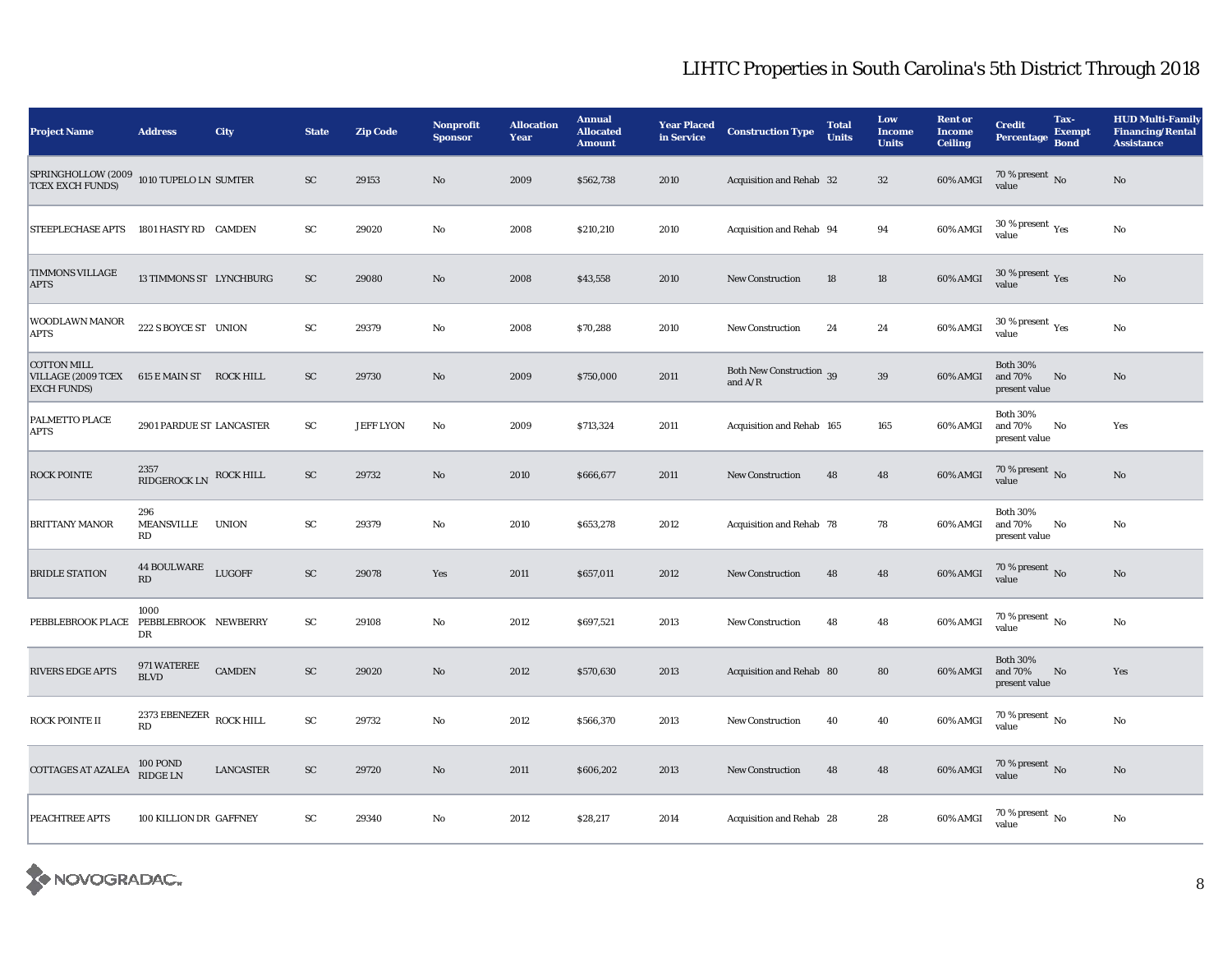# LIHTC Properties in South Carolina's 5th District Through 2018

| Project Name | Address | City | State | Zip Code | Nonprofit Sponsor | Allocation Year | Annual Allocated Amount | Year Placed in Service | Construction Type | Total Units | Low Income Units | Rent or Income Ceiling | Credit Percentage | Tax-Exempt Bond | HUD Multi-Family Financing/Rental Assistance |
|---|---|---|---|---|---|---|---|---|---|---|---|---|---|---|---|
| SPRINGHOLLOW (2009 TCEX EXCH FUNDS) | 1010 TUPELO LN | SUMTER | SC | 29153 | No | 2009 | $562,738 | 2010 | Acquisition and Rehab | 32 | 32 | 60% AMGI | 70 % present value | No | No |
| STEEPLECHASE APTS | 1801 HASTY RD | CAMDEN | SC | 29020 | No | 2008 | $210,210 | 2010 | Acquisition and Rehab | 94 | 94 | 60% AMGI | 30 % present value | Yes | No |
| TIMMONS VILLAGE APTS | 13 TIMMONS ST | LYNCHBURG | SC | 29080 | No | 2008 | $43,558 | 2010 | New Construction | 18 | 18 | 60% AMGI | 30 % present value | Yes | No |
| WOODLAWN MANOR APTS | 222 S BOYCE ST | UNION | SC | 29379 | No | 2008 | $70,288 | 2010 | New Construction | 24 | 24 | 60% AMGI | 30 % present value | Yes | No |
| COTTON MILL VILLAGE (2009 TCEX EXCH FUNDS) | 615 E MAIN ST | ROCK HILL | SC | 29730 | No | 2009 | $750,000 | 2011 | Both New Construction and A/R | 39 | 39 | 60% AMGI | Both 30% and 70% present value | No | No |
| PALMETTO PLACE APTS | 2901 PARDUE ST | LANCASTER | SC | JEFF LYON | No | 2009 | $713,324 | 2011 | Acquisition and Rehab | 165 | 165 | 60% AMGI | Both 30% and 70% present value | No | Yes |
| ROCK POINTE | 2357 RIDGEROCK LN | ROCK HILL | SC | 29732 | No | 2010 | $666,677 | 2011 | New Construction | 48 | 48 | 60% AMGI | 70 % present value | No | No |
| BRITTANY MANOR | 296 MEANSVILLE RD | UNION | SC | 29379 | No | 2010 | $653,278 | 2012 | Acquisition and Rehab | 78 | 78 | 60% AMGI | Both 30% and 70% present value | No | No |
| BRIDLE STATION | 44 BOULWARE RD | LUGOFF | SC | 29078 | Yes | 2011 | $657,011 | 2012 | New Construction | 48 | 48 | 60% AMGI | 70 % present value | No | No |
| PEBBLEBROOK PLACE | 1000 PEBBLEBROOK DR | NEWBERRY | SC | 29108 | No | 2012 | $697,521 | 2013 | New Construction | 48 | 48 | 60% AMGI | 70 % present value | No | No |
| RIVERS EDGE APTS | 971 WATEREE BLVD | CAMDEN | SC | 29020 | No | 2012 | $570,630 | 2013 | Acquisition and Rehab | 80 | 80 | 60% AMGI | Both 30% and 70% present value | No | Yes |
| ROCK POINTE II | 2373 EBENEZER RD | ROCK HILL | SC | 29732 | No | 2012 | $566,370 | 2013 | New Construction | 40 | 40 | 60% AMGI | 70 % present value | No | No |
| COTTAGES AT AZALEA | 100 POND RIDGE LN | LANCASTER | SC | 29720 | No | 2011 | $606,202 | 2013 | New Construction | 48 | 48 | 60% AMGI | 70 % present value | No | No |
| PEACHTREE APTS | 100 KILLION DR | GAFFNEY | SC | 29340 | No | 2012 | $28,217 | 2014 | Acquisition and Rehab | 28 | 28 | 60% AMGI | 70 % present value | No | No |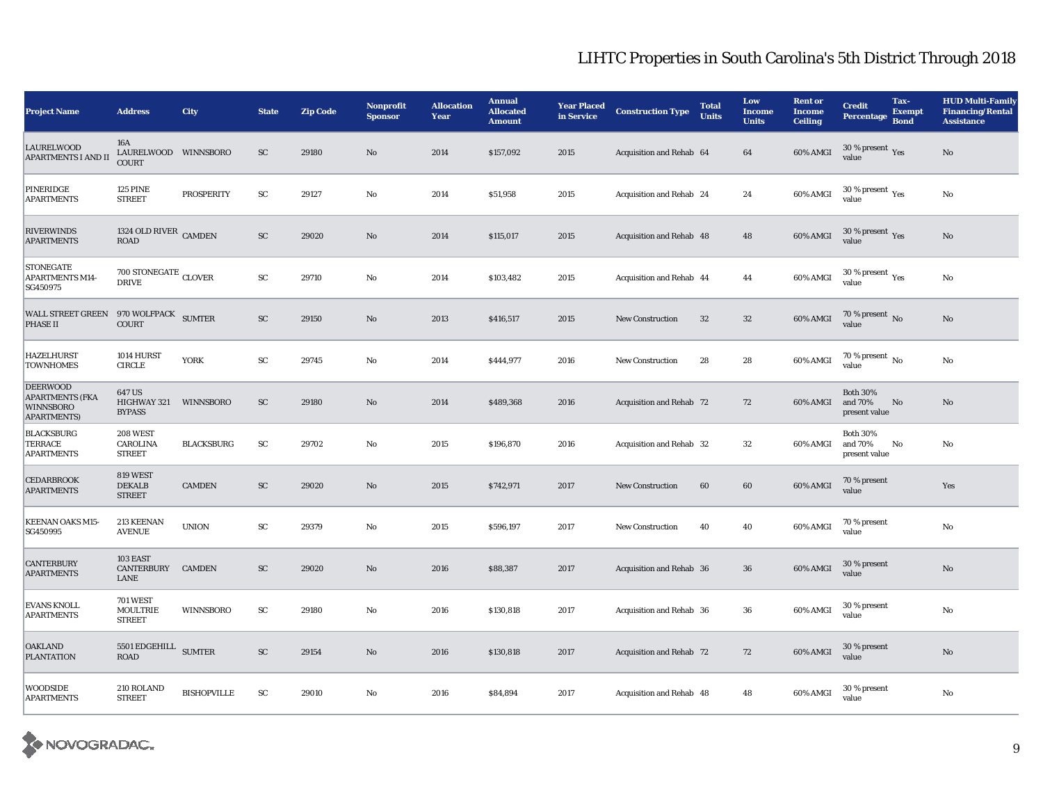# LIHTC Properties in South Carolina's 5th District Through 2018

| Project Name | Address | City | State | Zip Code | Nonprofit Sponsor | Allocation Year | Annual Allocated Amount | Year Placed in Service | Construction Type | Total Units | Low Income Units | Rent or Income Ceiling | Credit Percentage | Tax-Exempt Bond | HUD Multi-Family Financing/Rental Assistance |
|---|---|---|---|---|---|---|---|---|---|---|---|---|---|---|---|
| LAURELWOOD APARTMENTS I AND II | 16A LAURELWOOD COURT | WINNSBORO | SC | 29180 | No | 2014 | $157,092 | 2015 | Acquisition and Rehab | 64 | 64 | 60% AMGI | 30 % present value | Yes | No |
| PINERIDGE APARTMENTS | 125 PINE STREET | PROSPERITY | SC | 29127 | No | 2014 | $51,958 | 2015 | Acquisition and Rehab | 24 | 24 | 60% AMGI | 30 % present value | Yes | No |
| RIVERWINDS APARTMENTS | 1324 OLD RIVER ROAD | CAMDEN | SC | 29020 | No | 2014 | $115,017 | 2015 | Acquisition and Rehab | 48 | 48 | 60% AMGI | 30 % present value | Yes | No |
| STONEGATE APARTMENTS M14-SG450975 | 700 STONEGATE DRIVE | CLOVER | SC | 29710 | No | 2014 | $103,482 | 2015 | Acquisition and Rehab | 44 | 44 | 60% AMGI | 30 % present value | Yes | No |
| WALL STREET GREEN PHASE II | 970 WOLFPACK COURT | SUMTER | SC | 29150 | No | 2013 | $416,517 | 2015 | New Construction | 32 | 32 | 60% AMGI | 70 % present value | No | No |
| HAZELHURST TOWNHOMES | 1014 HURST CIRCLE | YORK | SC | 29745 | No | 2014 | $444,977 | 2016 | New Construction | 28 | 28 | 60% AMGI | 70 % present value | No | No |
| DEERWOOD APARTMENTS (FKA WINNSBORO APARTMENTS) | 647 US HIGHWAY 321 BYPASS | WINNSBORO | SC | 29180 | No | 2014 | $489,368 | 2016 | Acquisition and Rehab | 72 | 72 | 60% AMGI | Both 30% and 70% present value | No | No |
| BLACKSBURG TERRACE APARTMENTS | 208 WEST CAROLINA STREET | BLACKSBURG | SC | 29702 | No | 2015 | $196,870 | 2016 | Acquisition and Rehab | 32 | 32 | 60% AMGI | Both 30% and 70% present value | No | No |
| CEDARBROOK APARTMENTS | 819 WEST DEKALB STREET | CAMDEN | SC | 29020 | No | 2015 | $742,971 | 2017 | New Construction | 60 | 60 | 60% AMGI | 70 % present value | | Yes |
| KEENAN OAKS M15-SG450995 | 213 KEENAN AVENUE | UNION | SC | 29379 | No | 2015 | $596,197 | 2017 | New Construction | 40 | 40 | 60% AMGI | 70 % present value | | No |
| CANTERBURY APARTMENTS | 103 EAST CANTERBURY LANE | CAMDEN | SC | 29020 | No | 2016 | $88,387 | 2017 | Acquisition and Rehab | 36 | 36 | 60% AMGI | 30 % present value | | No |
| EVANS KNOLL APARTMENTS | 701 WEST MOULTRIE STREET | WINNSBORO | SC | 29180 | No | 2016 | $130,818 | 2017 | Acquisition and Rehab | 36 | 36 | 60% AMGI | 30 % present value | | No |
| OAKLAND PLANTATION | 5501 EDGEHILL ROAD | SUMTER | SC | 29154 | No | 2016 | $130,818 | 2017 | Acquisition and Rehab | 72 | 72 | 60% AMGI | 30 % present value | | No |
| WOODSIDE APARTMENTS | 210 ROLAND STREET | BISHOPVILLE | SC | 29010 | No | 2016 | $84,894 | 2017 | Acquisition and Rehab | 48 | 48 | 60% AMGI | 30 % present value | | No |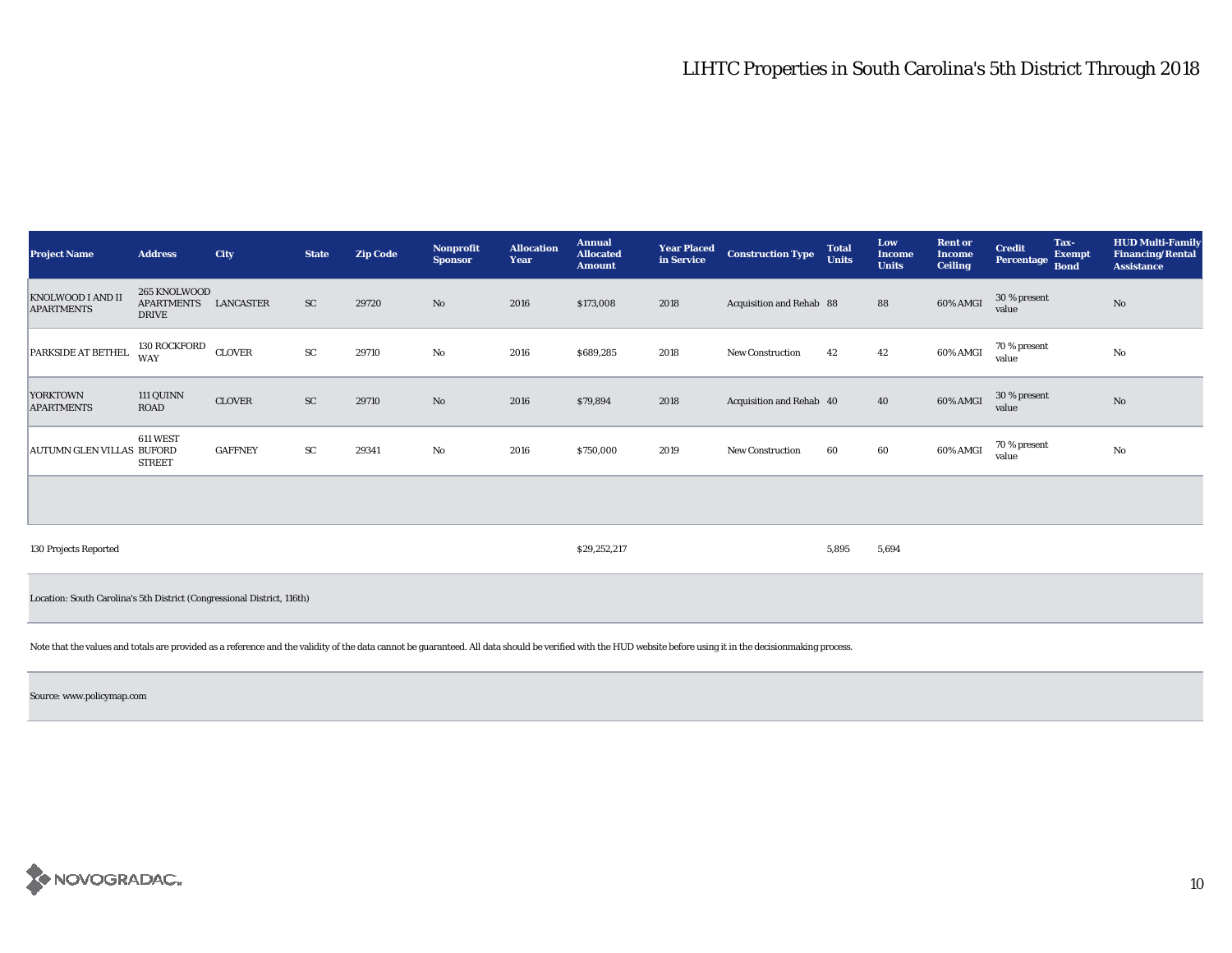# LIHTC Properties in South Carolina's 5th District Through 2018

| Project Name | Address | City | State | Zip Code | Nonprofit Sponsor | Allocation Year | Annual Allocated Amount | Year Placed in Service | Construction Type | Total Units | Low Income Units | Rent or Income Ceiling | Credit Percentage | Tax-Exempt Bond | HUD Multi-Family Financing/Rental Assistance |
|---|---|---|---|---|---|---|---|---|---|---|---|---|---|---|---|
| KNOLWOOD I AND II APARTMENTS | 265 KNOLWOOD APARTMENTS DRIVE | LANCASTER | SC | 29720 | No | 2016 | $173,008 | 2018 | Acquisition and Rehab | 88 | 88 | 60% AMGI | 30 % present value | | No |
| PARKSIDE AT BETHEL | 130 ROCKFORD WAY | CLOVER | SC | 29710 | No | 2016 | $689,285 | 2018 | New Construction | 42 | 42 | 60% AMGI | 70 % present value | | No |
| YORKTOWN APARTMENTS | 111 QUINN ROAD | CLOVER | SC | 29710 | No | 2016 | $79,894 | 2018 | Acquisition and Rehab | 40 | 40 | 60% AMGI | 30 % present value | | No |
| AUTUMN GLEN VILLAS | 611 WEST BUFORD STREET | GAFFNEY | SC | 29341 | No | 2016 | $750,000 | 2019 | New Construction | 60 | 60 | 60% AMGI | 70 % present value | | No |
| | | | | | | | | | | | | | | | |
| 130 Projects Reported | | | | | | | $29,252,217 | | | 5,895 | 5,694 | | | | |

Location: South Carolina's 5th District (Congressional District, 116th)

Note that the values and totals are provided as a reference and the validity of the data cannot be guaranteed. All data should be verified with the HUD website before using it in the decisionmaking process.

Source: www.policymap.com